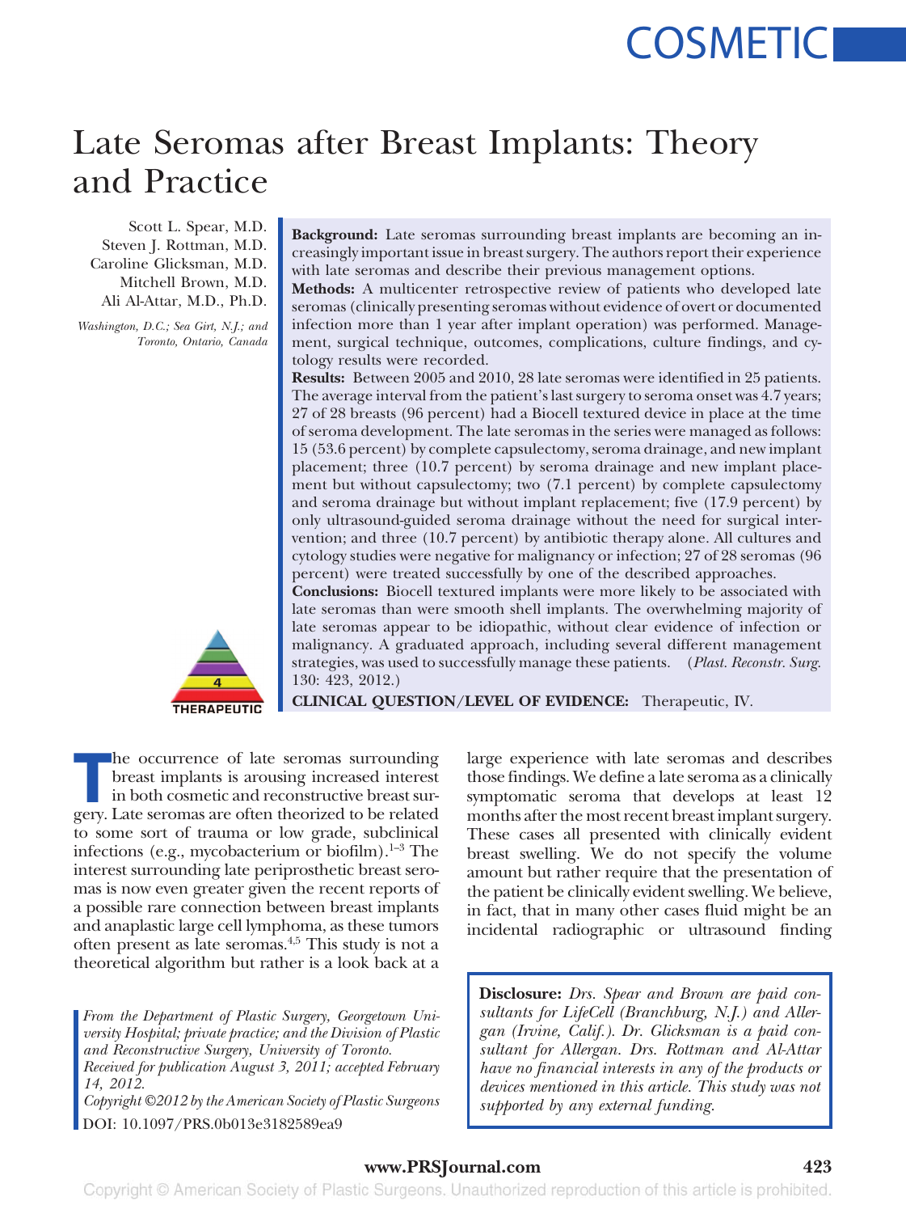COSMETIC

# Late Seromas after Breast Implants: Theory and Practice

Scott L. Spear, M.D.
Steven J. Rottman, M.D.
Caroline Glicksman, M.D.
Mitchell Brown, M.D.
Ali Al-Attar, M.D., Ph.D.

*Washington, D.C.; Sea Girt, N.J.; and Toronto, Ontario, Canada*

**Background:** Late seromas surrounding breast implants are becoming an increasingly important issue in breast surgery. The authors report their experience with late seromas and describe their previous management options.

**Methods:** A multicenter retrospective review of patients who developed late seromas (clinically presenting seromas without evidence of overt or documented infection more than 1 year after implant operation) was performed. Management, surgical technique, outcomes, complications, culture findings, and cytology results were recorded.

**Results:** Between 2005 and 2010, 28 late seromas were identified in 25 patients. The average interval from the patient's last surgery to seroma onset was 4.7 years; 27 of 28 breasts (96 percent) had a Biocell textured device in place at the time of seroma development. The late seromas in the series were managed as follows: 15 (53.6 percent) by complete capsulectomy, seroma drainage, and new implant placement; three (10.7 percent) by seroma drainage and new implant placement but without capsulectomy; two (7.1 percent) by complete capsulectomy and seroma drainage but without implant replacement; five (17.9 percent) by only ultrasound-guided seroma drainage without the need for surgical intervention; and three (10.7 percent) by antibiotic therapy alone. All cultures and cytology studies were negative for malignancy or infection; 27 of 28 seromas (96 percent) were treated successfully by one of the described approaches.

**Conclusions:** Biocell textured implants were more likely to be associated with late seromas than were smooth shell implants. The overwhelming majority of late seromas appear to be idiopathic, without clear evidence of infection or malignancy. A graduated approach, including several different management strategies, was used to successfully manage these patients. (*Plast. Reconstr. Surg.* 130: 423, 2012.)

**CLINICAL QUESTION/LEVEL OF EVIDENCE:** Therapeutic, IV.

The occurrence of late seromas surrounding breast implants is arousing increased interest in both cosmetic and reconstructive breast surgery. Late seromas are often theorized to be related to some sort of trauma or low grade, subclinical infections (e.g., mycobacterium or biofilm).[1–3] The interest surrounding late periprosthetic breast seromas is now even greater given the recent reports of a possible rare connection between breast implants and anaplastic large cell lymphoma, as these tumors often present as late seromas.[4,5] This study is not a theoretical algorithm but rather is a look back at a large experience with late seromas and describes those findings. We define a late seroma as a clinically symptomatic seroma that develops at least 12 months after the most recent breast implant surgery. These cases all presented with clinically evident breast swelling. We do not specify the volume amount but rather require that the presentation of the patient be clinically evident swelling. We believe, in fact, that in many other cases fluid might be an incidental radiographic or ultrasound finding

*From the Department of Plastic Surgery, Georgetown University Hospital; private practice; and the Division of Plastic and Reconstructive Surgery, University of Toronto.*
*Received for publication August 3, 2011; accepted February 14, 2012.*
*Copyright ©2012 by the American Society of Plastic Surgeons*
DOI: 10.1097/PRS.0b013e3182589ea9

**Disclosure:** *Drs. Spear and Brown are paid consultants for LifeCell (Branchburg, N.J.) and Allergan (Irvine, Calif.). Dr. Glicksman is a paid consultant for Allergan. Drs. Rottman and Al-Attar have no financial interests in any of the products or devices mentioned in this article. This study was not supported by any external funding.*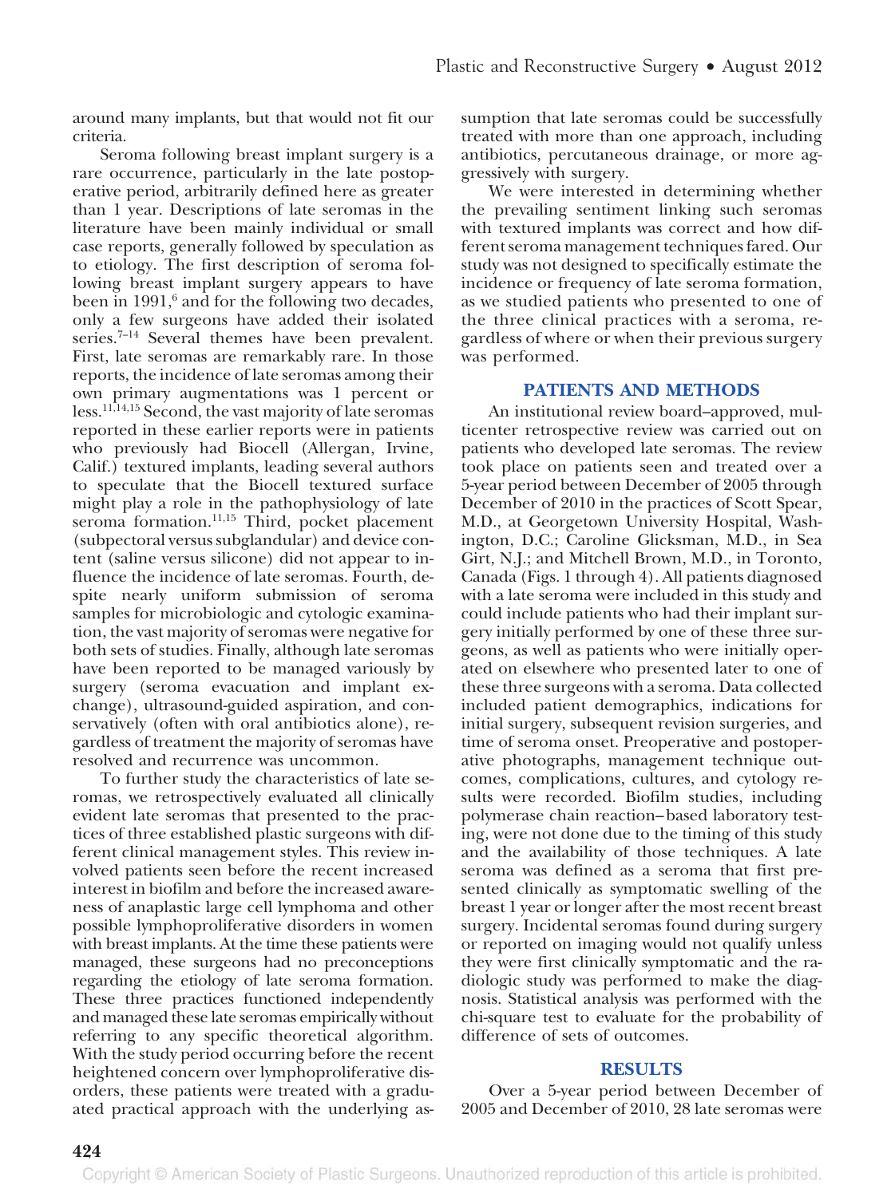around many implants, but that would not fit our criteria.

Seroma following breast implant surgery is a rare occurrence, particularly in the late postoperative period, arbitrarily defined here as greater than 1 year. Descriptions of late seromas in the literature have been mainly individual or small case reports, generally followed by speculation as to etiology. The first description of seroma following breast implant surgery appears to have been in 1991,[6] and for the following two decades, only a few surgeons have added their isolated series.[7–14] Several themes have been prevalent. First, late seromas are remarkably rare. In those reports, the incidence of late seromas among their own primary augmentations was 1 percent or less.[11,14,15] Second, the vast majority of late seromas reported in these earlier reports were in patients who previously had Biocell (Allergan, Irvine, Calif.) textured implants, leading several authors to speculate that the Biocell textured surface might play a role in the pathophysiology of late seroma formation.[11,15] Third, pocket placement (subpectoral versus subglandular) and device content (saline versus silicone) did not appear to influence the incidence of late seromas. Fourth, despite nearly uniform submission of seroma samples for microbiologic and cytologic examination, the vast majority of seromas were negative for both sets of studies. Finally, although late seromas have been reported to be managed variously by surgery (seroma evacuation and implant exchange), ultrasound-guided aspiration, and conservatively (often with oral antibiotics alone), regardless of treatment the majority of seromas have resolved and recurrence was uncommon.

To further study the characteristics of late seromas, we retrospectively evaluated all clinically evident late seromas that presented to the practices of three established plastic surgeons with different clinical management styles. This review involved patients seen before the recent increased interest in biofilm and before the increased awareness of anaplastic large cell lymphoma and other possible lymphoproliferative disorders in women with breast implants. At the time these patients were managed, these surgeons had no preconceptions regarding the etiology of late seroma formation. These three practices functioned independently and managed these late seromas empirically without referring to any specific theoretical algorithm. With the study period occurring before the recent heightened concern over lymphoproliferative disorders, these patients were treated with a graduated practical approach with the underlying assumption that late seromas could be successfully treated with more than one approach, including antibiotics, percutaneous drainage, or more aggressively with surgery.

We were interested in determining whether the prevailing sentiment linking such seromas with textured implants was correct and how different seroma management techniques fared. Our study was not designed to specifically estimate the incidence or frequency of late seroma formation, as we studied patients who presented to one of the three clinical practices with a seroma, regardless of where or when their previous surgery was performed.

## PATIENTS AND METHODS

An institutional review board–approved, multicenter retrospective review was carried out on patients who developed late seromas. The review took place on patients seen and treated over a 5-year period between December of 2005 through December of 2010 in the practices of Scott Spear, M.D., at Georgetown University Hospital, Washington, D.C.; Caroline Glicksman, M.D., in Sea Girt, N.J.; and Mitchell Brown, M.D., in Toronto, Canada (Figs. 1 through 4). All patients diagnosed with a late seroma were included in this study and could include patients who had their implant surgery initially performed by one of these three surgeons, as well as patients who were initially operated on elsewhere who presented later to one of these three surgeons with a seroma. Data collected included patient demographics, indications for initial surgery, subsequent revision surgeries, and time of seroma onset. Preoperative and postoperative photographs, management technique outcomes, complications, cultures, and cytology results were recorded. Biofilm studies, including polymerase chain reaction–based laboratory testing, were not done due to the timing of this study and the availability of those techniques. A late seroma was defined as a seroma that first presented clinically as symptomatic swelling of the breast 1 year or longer after the most recent breast surgery. Incidental seromas found during surgery or reported on imaging would not qualify unless they were first clinically symptomatic and the radiologic study was performed to make the diagnosis. Statistical analysis was performed with the chi-square test to evaluate for the probability of difference of sets of outcomes.

## RESULTS

Over a 5-year period between December of 2005 and December of 2010, 28 late seromas were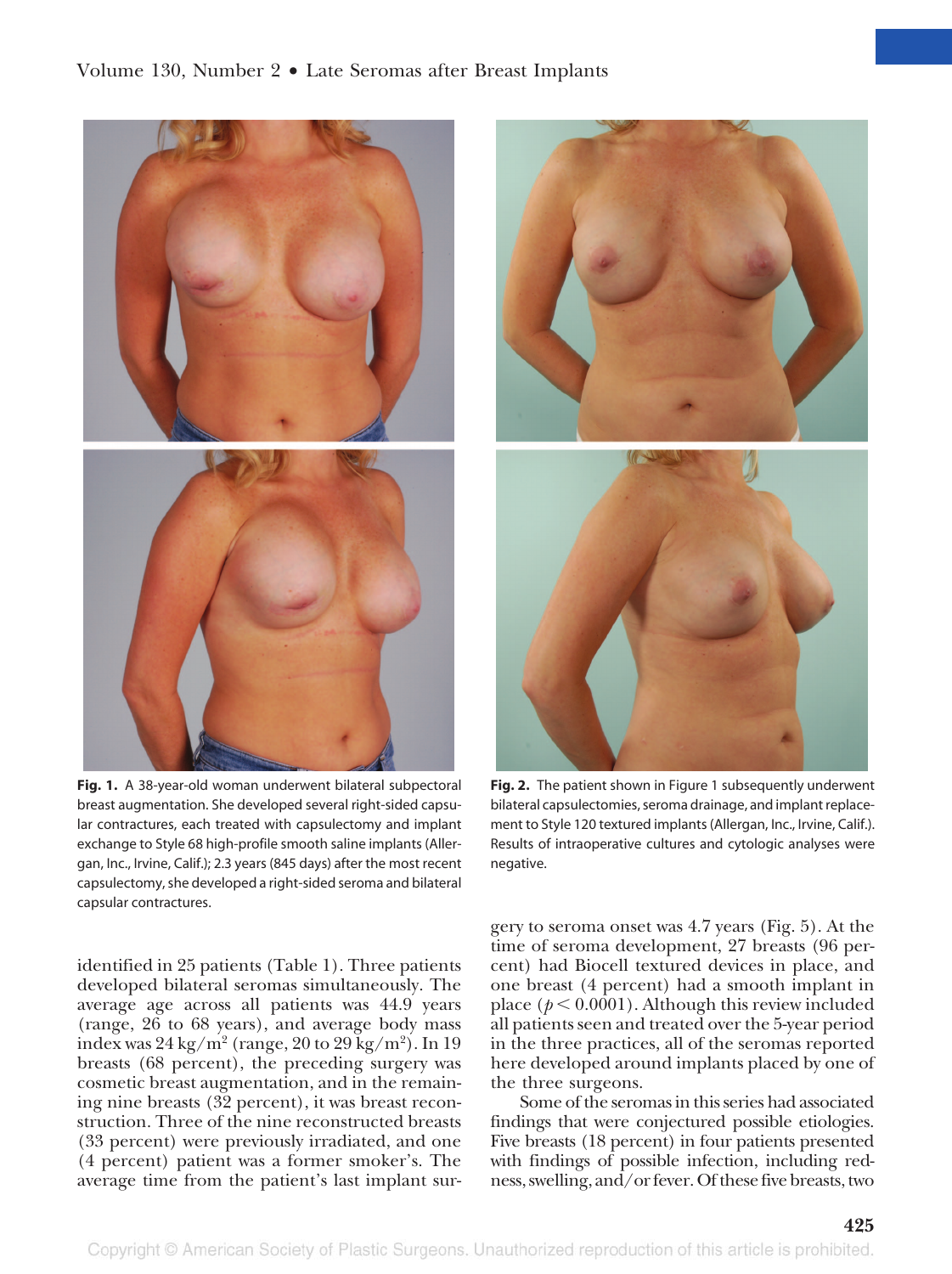**Fig. 1.** A 38-year-old woman underwent bilateral subpectoral breast augmentation. She developed several right-sided capsular contractures, each treated with capsulectomy and implant exchange to Style 68 high-profile smooth saline implants (Allergan, Inc., Irvine, Calif.); 2.3 years (845 days) after the most recent capsulectomy, she developed a right-sided seroma and bilateral capsular contractures.

**Fig. 2.** The patient shown in Figure 1 subsequently underwent bilateral capsulectomies, seroma drainage, and implant replacement to Style 120 textured implants (Allergan, Inc., Irvine, Calif.). Results of intraoperative cultures and cytologic analyses were negative.

identified in 25 patients (Table 1). Three patients developed bilateral seromas simultaneously. The average age across all patients was 44.9 years (range, 26 to 68 years), and average body mass index was 24 kg/m$^2$ (range, 20 to 29 kg/m$^2$). In 19 breasts (68 percent), the preceding surgery was cosmetic breast augmentation, and in the remaining nine breasts (32 percent), it was breast reconstruction. Three of the nine reconstructed breasts (33 percent) were previously irradiated, and one (4 percent) patient was a former smoker's. The average time from the patient's last implant surgery to seroma onset was 4.7 years (Fig. 5). At the time of seroma development, 27 breasts (96 percent) had Biocell textured devices in place, and one breast (4 percent) had a smooth implant in place ($p < 0.0001$). Although this review included all patients seen and treated over the 5-year period in the three practices, all of the seromas reported here developed around implants placed by one of the three surgeons.

Some of the seromas in this series had associated findings that were conjectured possible etiologies. Five breasts (18 percent) in four patients presented with findings of possible infection, including redness, swelling, and/or fever. Of these five breasts, two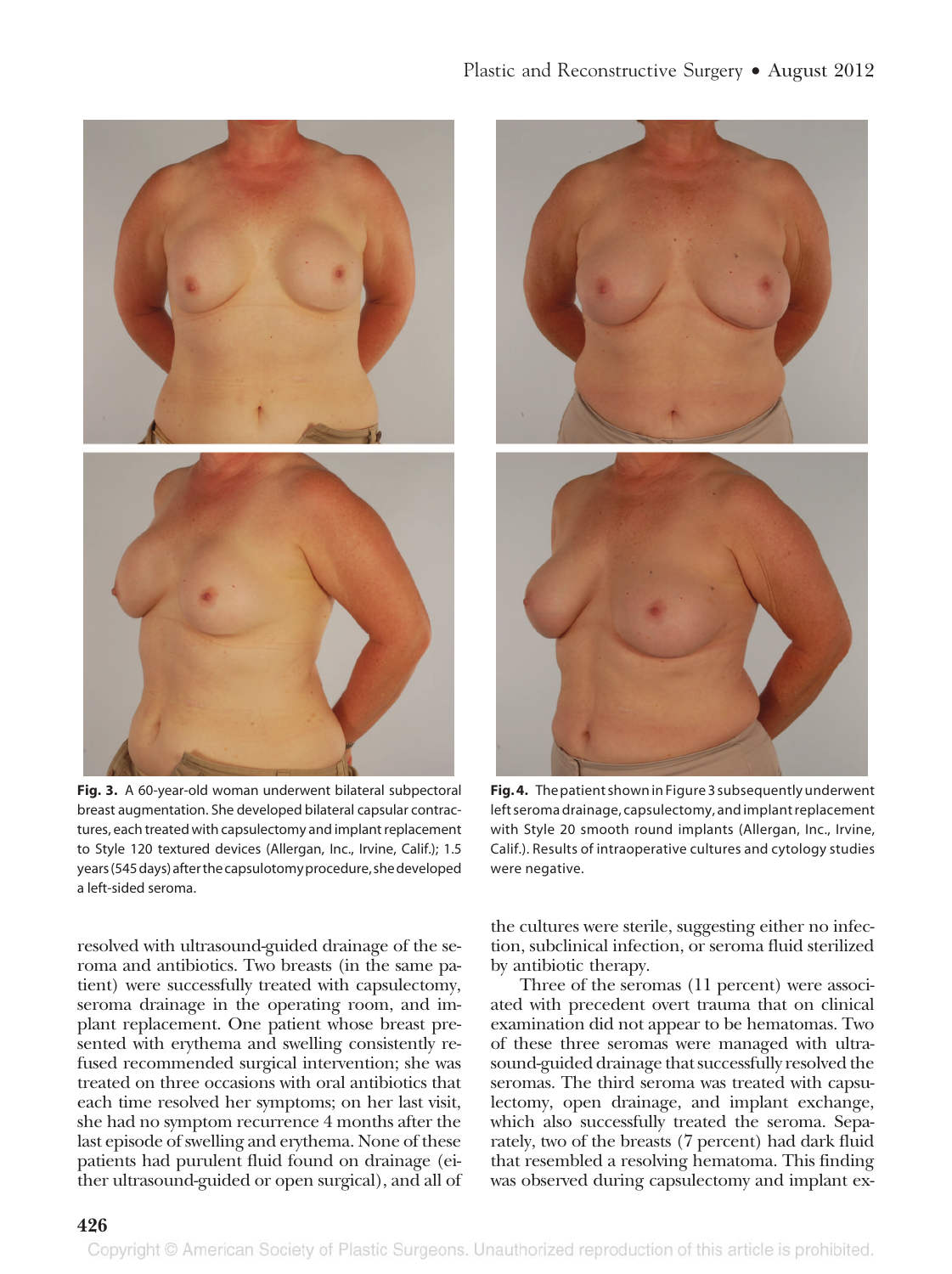**Fig. 3.** A 60-year-old woman underwent bilateral subpectoral breast augmentation. She developed bilateral capsular contractures, each treated with capsulectomy and implant replacement to Style 120 textured devices (Allergan, Inc., Irvine, Calif.); 1.5 years (545 days) after the capsulotomy procedure, she developed a left-sided seroma.

**Fig. 4.** The patient shown in Figure 3 subsequently underwent left seroma drainage, capsulectomy, and implant replacement with Style 20 smooth round implants (Allergan, Inc., Irvine, Calif.). Results of intraoperative cultures and cytology studies were negative.

resolved with ultrasound-guided drainage of the seroma and antibiotics. Two breasts (in the same patient) were successfully treated with capsulectomy, seroma drainage in the operating room, and implant replacement. One patient whose breast presented with erythema and swelling consistently refused recommended surgical intervention; she was treated on three occasions with oral antibiotics that each time resolved her symptoms; on her last visit, she had no symptom recurrence 4 months after the last episode of swelling and erythema. None of these patients had purulent fluid found on drainage (either ultrasound-guided or open surgical), and all of the cultures were sterile, suggesting either no infection, subclinical infection, or seroma fluid sterilized by antibiotic therapy.

Three of the seromas (11 percent) were associated with precedent overt trauma that on clinical examination did not appear to be hematomas. Two of these three seromas were managed with ultrasound-guided drainage that successfully resolved the seromas. The third seroma was treated with capsulectomy, open drainage, and implant exchange, which also successfully treated the seroma. Separately, two of the breasts (7 percent) had dark fluid that resembled a resolving hematoma. This finding was observed during capsulectomy and implant ex-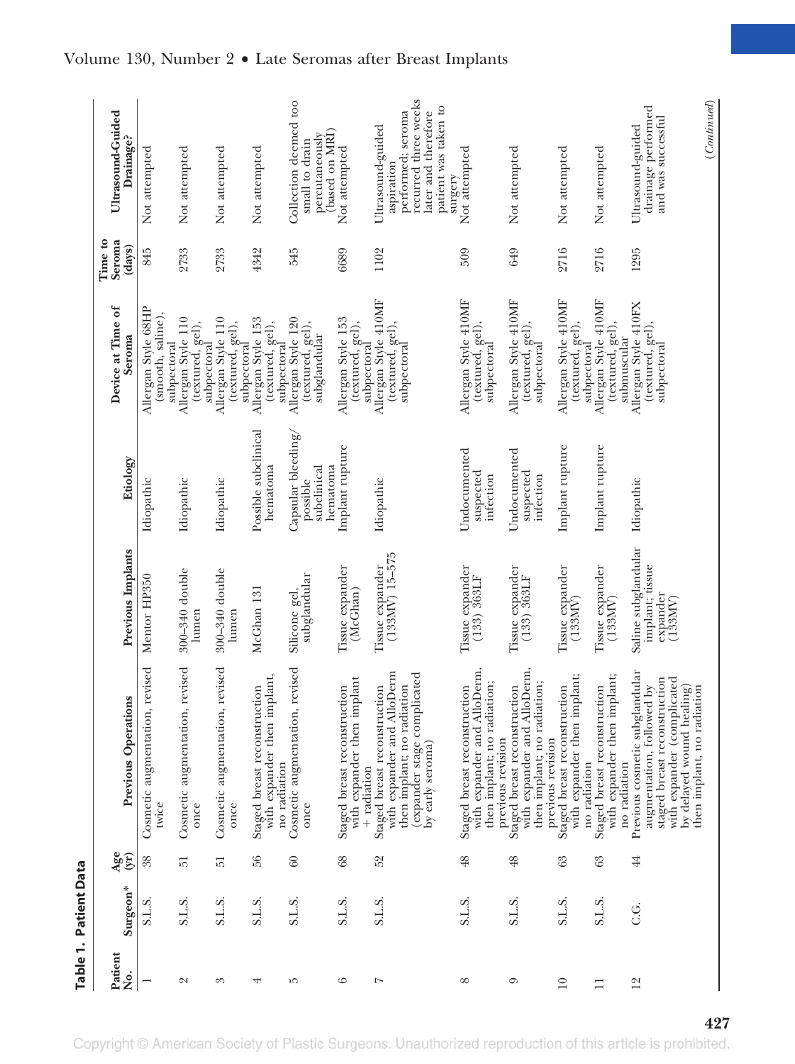**Table 1. Patient Data**

| Patient No. | Surgeon* | Age (yr) | Previous Operations | Previous Implants | Etiology | Device at Time of Seroma | Time to Seroma (days) | Ultrasound-Guided Drainage? |
|---|---|---|---|---|---|---|---|---|
| 1 | S.L.S. | 38 | Cosmetic augmentation, revised twice | Mentor HP350 | Idiopathic | Allergan Style 68HP (smooth, saline), subpectoral | 845 | Not attempted |
| 2 | S.L.S. | 51 | Cosmetic augmentation, revised once | 300–340 double lumen | Idiopathic | Allergan Style 110 (textured, gel), subpectoral | 2733 | Not attempted |
| 3 | S.L.S. | 51 | Cosmetic augmentation, revised once | 300–340 double lumen | Idiopathic | Allergan Style 110 (textured, gel), subpectoral | 2733 | Not attempted |
| 4 | S.L.S. | 56 | Staged breast reconstruction with expander then implant, no radiation | McGhan 131 | Possible subclinical hematoma | Allergan Style 153 (textured, gel), subpectoral | 4342 | Not attempted |
| 5 | S.L.S. | 60 | Cosmetic augmentation, revised once | Silicone gel, subglandular | Capsular bleeding/ possible subclinical hematoma | Allergan Style 120 (textured, gel), subglandular | 545 | Collection deemed too small to drain percutaneously (based on MRI) |
| 6 | S.L.S. | 68 | Staged breast reconstruction with expander then implant + radiation | Tissue expander (McGhan) | Implant rupture | Allergan Style 153 (textured, gel), subpectoral | 6689 | Not attempted |
| 7 | S.L.S. | 52 | Staged breast reconstruction with expander and AlloDerm then implant; no radiation (expander stage complicated by early seroma) | Tissue expander (133MV) 15–575 | Idiopathic | Allergan Style 410MF (textured, gel), subpectoral | 1102 | Ultrasound-guided aspiration performed; seroma recurred three weeks later and therefore patient was taken to surgery |
| 8 | S.L.S. | 48 | Staged breast reconstruction with expander and AlloDerm, then implant; no radiation; previous revision | Tissue expander (133) 363LF | Undocumented suspected infection | Allergan Style 410MF (textured, gel), subpectoral | 509 | Not attempted |
| 9 | S.L.S. | 48 | Staged breast reconstruction with expander and AlloDerm, then implant; no radiation; previous revision | Tissue expander (133) 363LF | Undocumented suspected infection | Allergan Style 410MF (textured, gel), subpectoral | 649 | Not attempted |
| 10 | S.L.S. | 63 | Staged breast reconstruction with expander then implant; no radiation | Tissue expander (133MV) | Implant rupture | Allergan Style 410MF (textured, gel), subpectoral | 2716 | Not attempted |
| 11 | S.L.S. | 63 | Staged breast reconstruction with expander then implant; no radiation | Tissue expander (133MV) | Implant rupture | Allergan Style 410MF (textured, gel), submuscular | 2716 | Not attempted |
| 12 | C.G. | 44 | Previous cosmetic subglandular augmentation, followed by staged breast reconstruction with expander (complicated by delayed wound healing) then implant, no radiation | Saline subglandular implant; tissue expander (133MV) | Idiopathic | Allergan Style 410FX (textured, gel), subpectoral | 1295 | Ultrasound-guided drainage performed and was successful |

(*Continued*)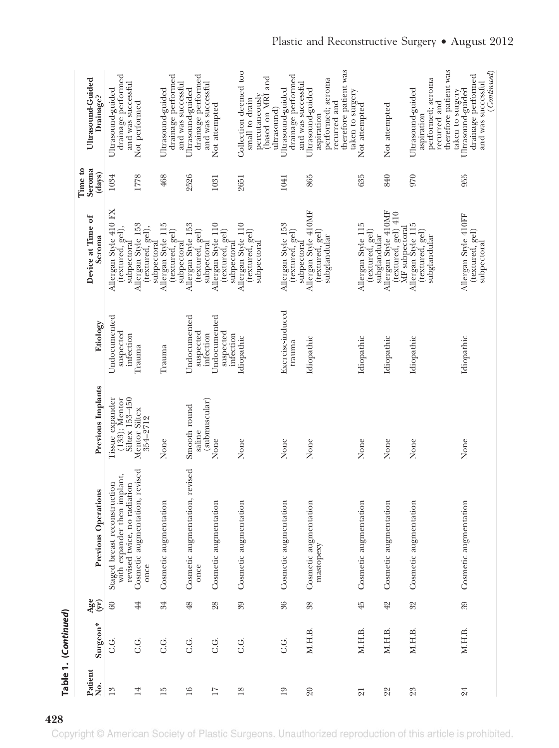**Table 1. (Continued)**

| Patient No. | Surgeon* | Age (yr) | Previous Operations | Previous Implants | Etiology | Device at Time of Seroma | Time to Seroma (days) | Ultrasound-Guided Drainage? |
|---|---|---|---|---|---|---|---|---|
| 13 | C.G. | 60 | Staged breast reconstruction with expander then implant, revised twice, no radiation | Tissue expander (133); Mentor Siltex 153–450 | Undocumented suspected infection | Allergan Style 410 FX (textured, gel), subpectoral | 1034 | Ultrasound-guided drainage performed and was successful |
| 14 | C.G. | 44 | Cosmetic augmentation, revised once | Mentor Siltex 354–2712 | Trauma | Allergan Style 153 (textured, gel), subpectoral | 1778 | Not performed |
| 15 | C.G. | 34 | Cosmetic augmentation | None | Trauma | Allergan Style 115 (textured, gel) subpectoral | 468 | Ultrasound-guided drainage performed and was successful |
| 16 | C.G. | 48 | Cosmetic augmentation, revised once | Smooth round saline (submuscular) | Undocumented suspected infection | Allergan Style 153 (textured, gel) subpectoral | 2526 | Ultrasound-guided drainage performed and was successful |
| 17 | C.G. | 28 | Cosmetic augmentation | None | Undocumented suspected infection | Allergan Style 110 (textured, gel) subpectoral | 1031 | Not attempted |
| 18 | C.G. | 39 | Cosmetic augmentation | None | Idiopathic | Allergan Style 110 (textured, gel) subpectoral | 2651 | Collection deemed too small to drain percutaneously (based on MRI and ultrasound) |
| 19 | C.G. | 36 | Cosmetic augmentation | None | Exercise-induced trauma | Allergan Style 153 (textured, gel) subpectoral | 1041 | Ultrasound-guided drainage performed and was successful |
| 20 | M.H.B. | 38 | Cosmetic augmentation mastopexy | None | Idiopathic | Allergan Style 410MF (textured, gel) subglandular | 865 | Ultrasound-guided aspiration performed; seroma recurred and therefore patient was taken to surgery |
| 21 | M.H.B. | 45 | Cosmetic augmentation | None | Idiopathic | Allergan Style 115 (textured, gel) subglandular | 635 | Not attempted |
| 22 | M.H.B. | 42 | Cosmetic augmentation | None | Idiopathic | Allergan Style 410MF (textured, gel) 410 MF subpectoral | 840 | Not attempted |
| 23 | M.H.B. | 32 | Cosmetic augmentation | None | Idiopathic | Allergan Style 115 (textured, gel) subglandular | 970 | Ultrasound-guided aspiration performed; seroma recurred and therefore patient was taken to surgery |
| 24 | M.H.B. | 39 | Cosmetic augmentation | None | Idiopathic | Allergan Style 410FF (textured, gel) subpectoral | 955 | Ultrasound-guided drainage performed and was successful |

(*Continued*)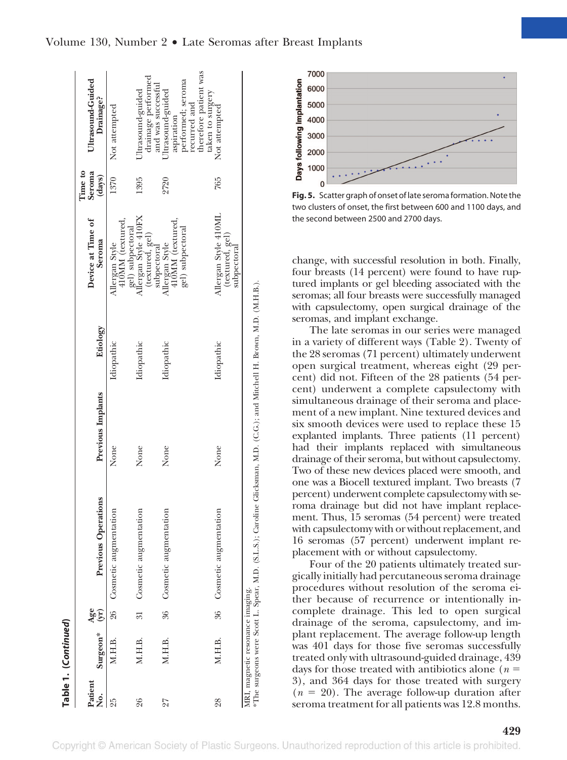**Table 1. (Continued)**

| Patient No. | Surgeon* | Age (yr) | Previous Operations | Previous Implants | Etiology | Device at Time of Seroma | Time to Seroma (days) | Ultrasound-Guided Drainage? |
|---|---|---|---|---|---|---|---|---|
| 25 | M.H.B. | 26 | Cosmetic augmentation | None | Idiopathic | Allergan Style 410MM (textured, gel) subpectoral | 1370 | Not attempted |
| 26 | M.H.B. | 31 | Cosmetic augmentation | None | Idiopathic | Allergan Style 410FX (textured, gel) subpectoral | 1395 | Ultrasound-guided drainage performed and was successful |
| 27 | M.H.B. | 36 | Cosmetic augmentation | None | Idiopathic | Allergan Style 410MM (textured, gel) subpectoral | 2720 | Ultrasound-guided aspiration performed; seroma recurred and therefore patient was taken to surgery |
| 28 | M.H.B. | 36 | Cosmetic augmentation | None | Idiopathic | Allergan Style 410ML (textured, gel) subpectoral | 765 | Not attempted |

MRI, magnetic resonance imaging.
*The surgeons were Scott L. Spear, M.D. (S.L.S.); Caroline Glicksman, M.D. (C.G.); and Mitchell H. Brown, M.D. (M.H.B.).

**Fig. 5.** Scatter graph of onset of late seroma formation. Note the two clusters of onset, the first between 600 and 1100 days, and the second between 2500 and 2700 days.

change, with successful resolution in both. Finally, four breasts (14 percent) were found to have ruptured implants or gel bleeding associated with the seromas; all four breasts were successfully managed with capsulectomy, open surgical drainage of the seromas, and implant exchange.

The late seromas in our series were managed in a variety of different ways (Table 2). Twenty of the 28 seromas (71 percent) ultimately underwent open surgical treatment, whereas eight (29 percent) did not. Fifteen of the 28 patients (54 percent) underwent a complete capsulectomy with simultaneous drainage of their seroma and placement of a new implant. Nine textured devices and six smooth devices were used to replace these 15 explanted implants. Three patients (11 percent) had their implants replaced with simultaneous drainage of their seroma, but without capsulectomy. Two of these new devices placed were smooth, and one was a Biocell textured implant. Two breasts (7 percent) underwent complete capsulectomy with seroma drainage but did not have implant replacement. Thus, 15 seromas (54 percent) were treated with capsulectomy with or without replacement, and 16 seromas (57 percent) underwent implant replacement with or without capsulectomy.

Four of the 20 patients ultimately treated surgically initially had percutaneous seroma drainage procedures without resolution of the seroma either because of recurrence or intentionally incomplete drainage. This led to open surgical drainage of the seroma, capsulectomy, and implant replacement. The average follow-up length was 401 days for those five seromas successfully treated only with ultrasound-guided drainage, 439 days for those treated with antibiotics alone ($n = 3$), and 364 days for those treated with surgery ($n = 20$). The average follow-up duration after seroma treatment for all patients was 12.8 months.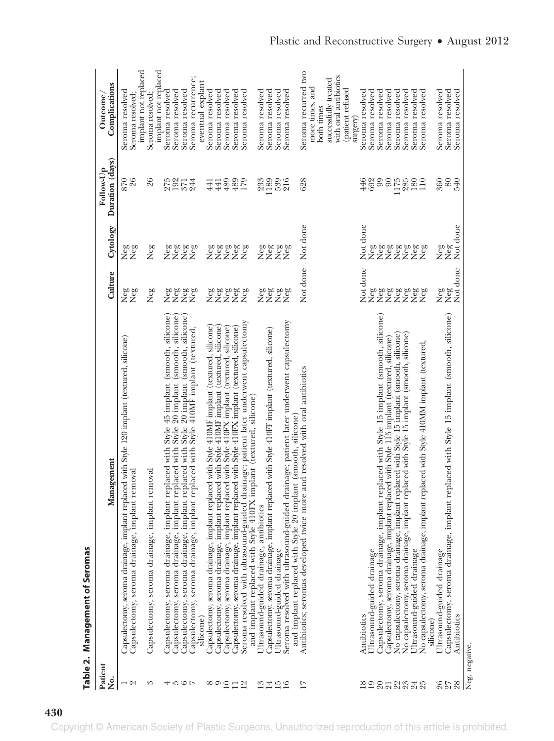**Table 2. Management of Seromas**

| Patient No. | Management | Culture | Cytology | Follow-Up Duration (days) | Outcome/Complications |
|---|---|---|---|---|---|
| 1 | Capsulectomy, seroma drainage, implant replaced with Style 120 implant (textured, silicone) | Neg | Neg | 870 | Seroma resolved |
| 2 | Capsulectomy, seroma drainage, implant removal | Neg | Neg | 26 | Seroma resolved; implant not replaced |
| 3 | Capsulectomy, seroma drainage, implant removal | Neg | Neg | 26 | Seroma resolved; implant not replaced |
| 4 | Capsulectomy, seroma drainage, implant replaced with Style 45 implant (smooth, silicone) | Neg | Neg | 275 | Seroma resolved |
| 5 | Capsulectomy, seroma drainage, implant replaced with Style 20 implant (smooth, silicone) | Neg | Neg | 192 | Seroma resolved |
| 6 | Capsulectomy, seroma drainage, implant replaced with Style 20 implant (smooth, silicone) | Neg | Neg | 371 | Seroma resolved |
| 7 | Capsulectomy, seroma drainage, implant replaced with Style 410MF implant (textured, silicone) | Neg | Neg | 244 | Seroma recurrence; eventual explant |
| 8 | Capsulectomy, seroma drainage, implant replaced with Style 410MF implant (textured, silicone) | Neg | Neg | 441 | Seroma resolved |
| 9 | Capsulectomy, seroma drainage, implant replaced with Style 410MF implant (textured, silicone) | Neg | Neg | 441 | Seroma resolved |
| 10 | Capsulectomy, seroma drainage, implant replaced with Style 410FX implant (textured, silicone) | Neg | Neg | 489 | Seroma resolved |
| 11 | Capsulectomy, seroma drainage, implant replaced with Style 410FX implant (textured, silicone) | Neg | Neg | 489 | Seroma resolved |
| 12 | Seroma resolved with ultrasound-guided drainage; patient later underwent capsulectomy and implant replaced with Style 410FX implant (textured, silicone) | Neg | Neg | 179 | Seroma resolved |
| 13 | Ultrasound-guided drainage, antibiotics | Neg | Neg | 233 | Seroma resolved |
| 14 | Capsulectomy. seroma drainage, implant replaced with Style 410FF implant (textured, silicone) | Neg | Neg | 1189 | Seroma resolved |
| 15 | Ultrasound-guided drainage | Neg | Neg | 539 | Seroma resolved |
| 16 | Seroma resolved with ultrasound-guided drainage; patient later underwent capsulectomy and implant replaced with Style 20 implant (smooth, silicone) | Neg | Neg | 216 | Seroma resolved |
| 17 | Antibiotics; seromas developed twice more and resolved with oral antibiotics | Not done | Not done | 628 | Seroma recurred two more times, and both times successfully treated with oral antibiotics (patient refused surgery) |
| 18 | Antibiotics | Not done | Not done | 446 | Seroma resolved |
| 19 | Ultrasound-guided drainage | Neg | Neg | 692 | Seroma resolved |
| 20 | Capsulectomy, seroma drainage, implant replaced with Style 15 implant (smooth, silicone) | Neg | Neg | 99 | Seroma resolved |
| 21 | Capsulectomy, seroma drainage, implant replaced with Style 115 implant (textured, silicone) | Neg | Neg | 90 | Seroma resolved |
| 22 | No capsulectomy, seroma drainage, implant replaced with Style 15 implant (smooth, silicone) | Neg | Neg | 1175 | Seroma resolved |
| 23 | No capsulectomy, seroma drainage, implant replaced with Style 15 implant (smooth, silicone) | Neg | Neg | 285 | Seroma resolved |
| 24 | Ultrasound-guided drainage | Neg | Neg | 180 | Seroma resolved |
| 25 | No capsulectomy, seroma drainage, implant replaced with Style 410MM implant (textured, silicone) | Neg | Neg | 110 | Seroma resolved |
| 26 | Ultrasound-guided drainage | Neg | Neg | 360 | Seroma resolved |
| 27 | Capsulectomy, seroma drainage, implant replaced with Style 15 implant (smooth, silicone) | Neg | Neg | 80 | Seroma resolved |
| 28 | Antibiotics | Not done | Not done | 540 | Seroma resolved |

Neg, negative.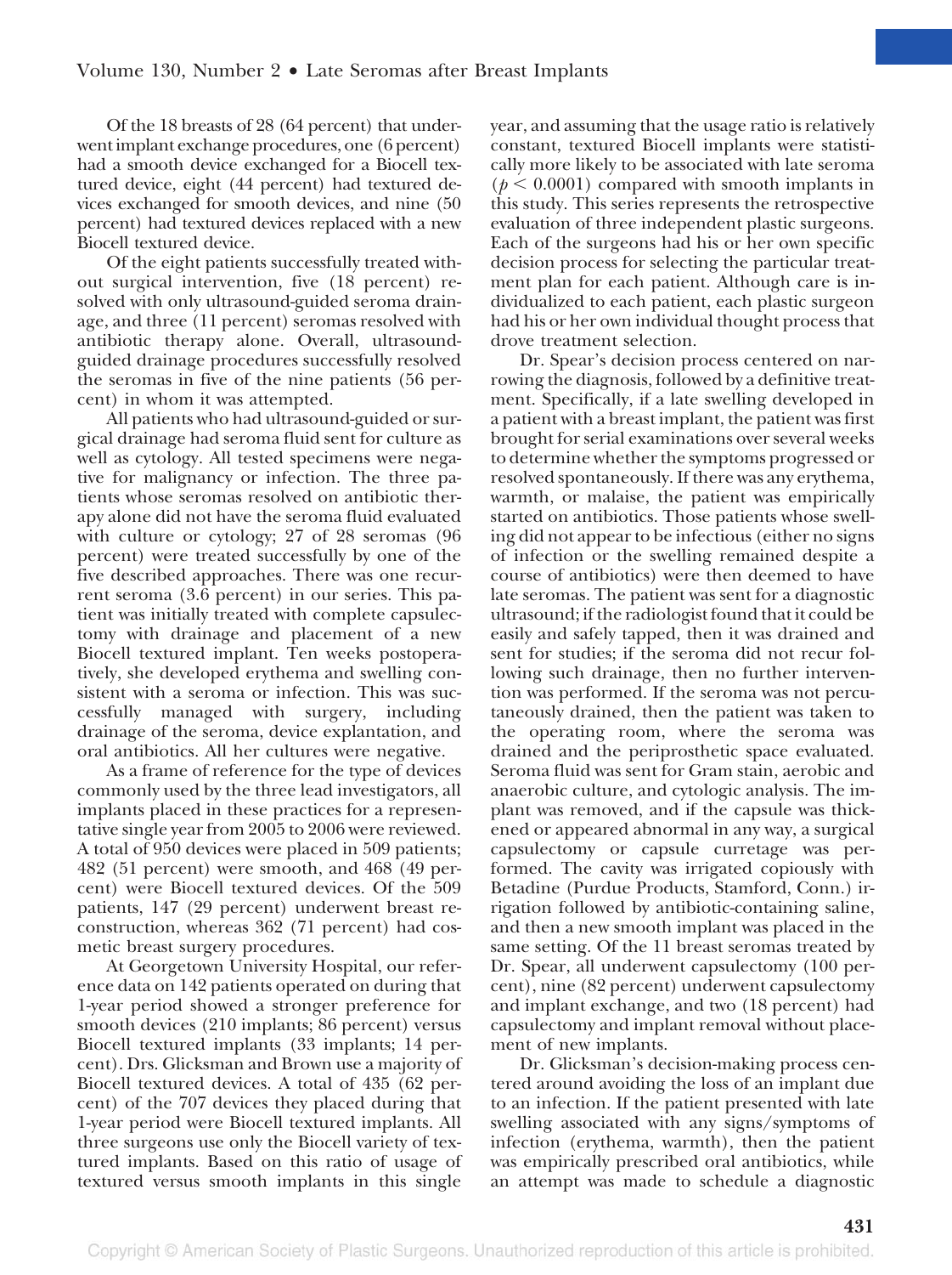Of the 18 breasts of 28 (64 percent) that underwent implant exchange procedures, one (6 percent) had a smooth device exchanged for a Biocell textured device, eight (44 percent) had textured devices exchanged for smooth devices, and nine (50 percent) had textured devices replaced with a new Biocell textured device.

Of the eight patients successfully treated without surgical intervention, five (18 percent) resolved with only ultrasound-guided seroma drainage, and three (11 percent) seromas resolved with antibiotic therapy alone. Overall, ultrasound-guided drainage procedures successfully resolved the seromas in five of the nine patients (56 percent) in whom it was attempted.

All patients who had ultrasound-guided or surgical drainage had seroma fluid sent for culture as well as cytology. All tested specimens were negative for malignancy or infection. The three patients whose seromas resolved on antibiotic therapy alone did not have the seroma fluid evaluated with culture or cytology; 27 of 28 seromas (96 percent) were treated successfully by one of the five described approaches. There was one recurrent seroma (3.6 percent) in our series. This patient was initially treated with complete capsulectomy with drainage and placement of a new Biocell textured implant. Ten weeks postoperatively, she developed erythema and swelling consistent with a seroma or infection. This was successfully managed with surgery, including drainage of the seroma, device explantation, and oral antibiotics. All her cultures were negative.

As a frame of reference for the type of devices commonly used by the three lead investigators, all implants placed in these practices for a representative single year from 2005 to 2006 were reviewed. A total of 950 devices were placed in 509 patients; 482 (51 percent) were smooth, and 468 (49 percent) were Biocell textured devices. Of the 509 patients, 147 (29 percent) underwent breast reconstruction, whereas 362 (71 percent) had cosmetic breast surgery procedures.

At Georgetown University Hospital, our reference data on 142 patients operated on during that 1-year period showed a stronger preference for smooth devices (210 implants; 86 percent) versus Biocell textured implants (33 implants; 14 percent). Drs. Glicksman and Brown use a majority of Biocell textured devices. A total of 435 (62 percent) of the 707 devices they placed during that 1-year period were Biocell textured implants. All three surgeons use only the Biocell variety of textured implants. Based on this ratio of usage of textured versus smooth implants in this single year, and assuming that the usage ratio is relatively constant, textured Biocell implants were statistically more likely to be associated with late seroma ($p < 0.0001$) compared with smooth implants in this study. This series represents the retrospective evaluation of three independent plastic surgeons. Each of the surgeons had his or her own specific decision process for selecting the particular treatment plan for each patient. Although care is individualized to each patient, each plastic surgeon had his or her own individual thought process that drove treatment selection.

Dr. Spear's decision process centered on narrowing the diagnosis, followed by a definitive treatment. Specifically, if a late swelling developed in a patient with a breast implant, the patient was first brought for serial examinations over several weeks to determine whether the symptoms progressed or resolved spontaneously. If there was any erythema, warmth, or malaise, the patient was empirically started on antibiotics. Those patients whose swelling did not appear to be infectious (either no signs of infection or the swelling remained despite a course of antibiotics) were then deemed to have late seromas. The patient was sent for a diagnostic ultrasound; if the radiologist found that it could be easily and safely tapped, then it was drained and sent for studies; if the seroma did not recur following such drainage, then no further intervention was performed. If the seroma was not percutaneously drained, then the patient was taken to the operating room, where the seroma was drained and the periprosthetic space evaluated. Seroma fluid was sent for Gram stain, aerobic and anaerobic culture, and cytologic analysis. The implant was removed, and if the capsule was thickened or appeared abnormal in any way, a surgical capsulectomy or capsule curretage was performed. The cavity was irrigated copiously with Betadine (Purdue Products, Stamford, Conn.) irrigation followed by antibiotic-containing saline, and then a new smooth implant was placed in the same setting. Of the 11 breast seromas treated by Dr. Spear, all underwent capsulectomy (100 percent), nine (82 percent) underwent capsulectomy and implant exchange, and two (18 percent) had capsulectomy and implant removal without placement of new implants.

Dr. Glicksman's decision-making process centered around avoiding the loss of an implant due to an infection. If the patient presented with late swelling associated with any signs/symptoms of infection (erythema, warmth), then the patient was empirically prescribed oral antibiotics, while an attempt was made to schedule a diagnostic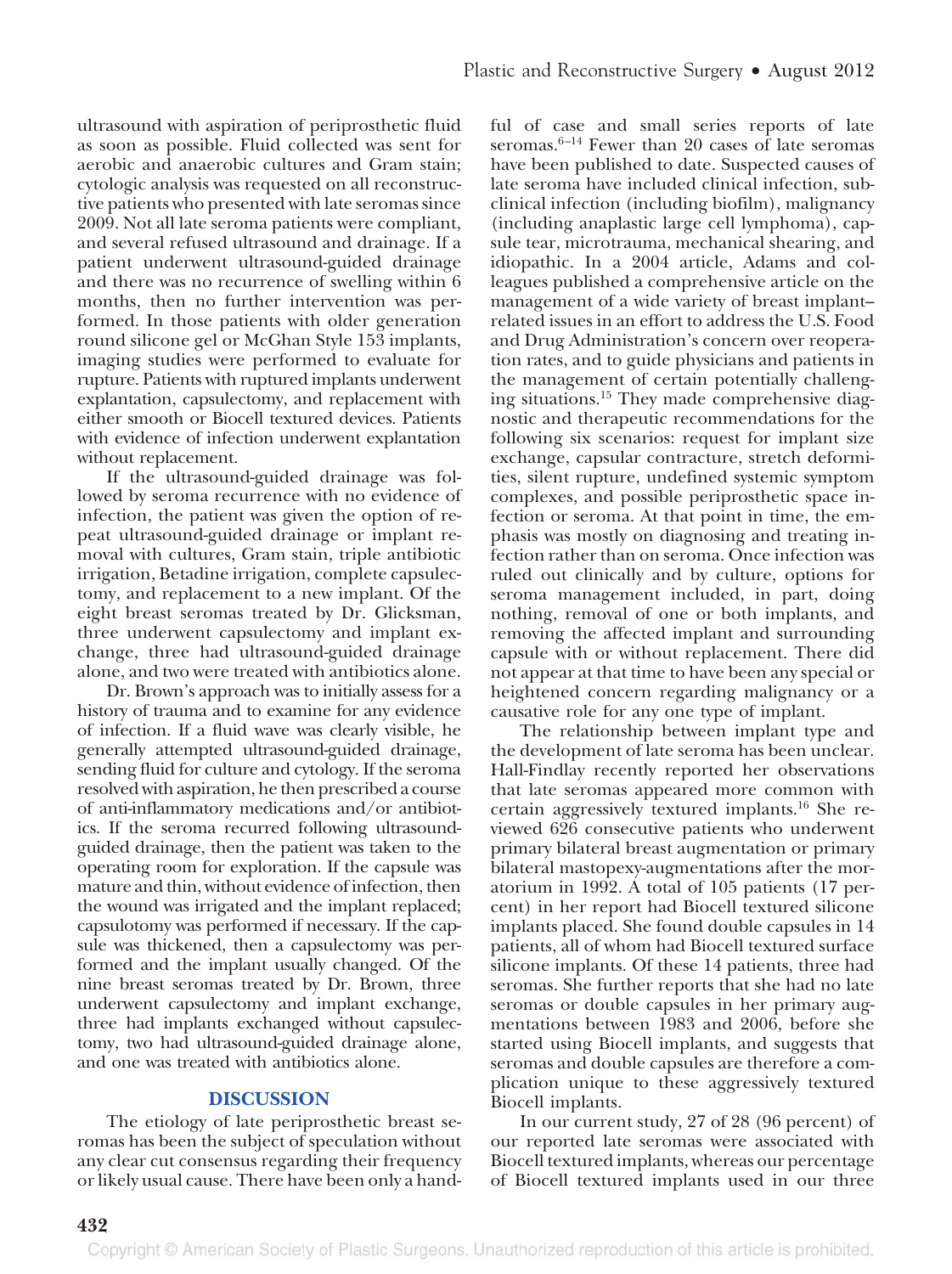ultrasound with aspiration of periprosthetic fluid as soon as possible. Fluid collected was sent for aerobic and anaerobic cultures and Gram stain; cytologic analysis was requested on all reconstructive patients who presented with late seromas since 2009. Not all late seroma patients were compliant, and several refused ultrasound and drainage. If a patient underwent ultrasound-guided drainage and there was no recurrence of swelling within 6 months, then no further intervention was performed. In those patients with older generation round silicone gel or McGhan Style 153 implants, imaging studies were performed to evaluate for rupture. Patients with ruptured implants underwent explantation, capsulectomy, and replacement with either smooth or Biocell textured devices. Patients with evidence of infection underwent explantation without replacement.

If the ultrasound-guided drainage was followed by seroma recurrence with no evidence of infection, the patient was given the option of repeat ultrasound-guided drainage or implant removal with cultures, Gram stain, triple antibiotic irrigation, Betadine irrigation, complete capsulectomy, and replacement to a new implant. Of the eight breast seromas treated by Dr. Glicksman, three underwent capsulectomy and implant exchange, three had ultrasound-guided drainage alone, and two were treated with antibiotics alone.

Dr. Brown's approach was to initially assess for a history of trauma and to examine for any evidence of infection. If a fluid wave was clearly visible, he generally attempted ultrasound-guided drainage, sending fluid for culture and cytology. If the seroma resolved with aspiration, he then prescribed a course of anti-inflammatory medications and/or antibiotics. If the seroma recurred following ultrasound-guided drainage, then the patient was taken to the operating room for exploration. If the capsule was mature and thin, without evidence of infection, then the wound was irrigated and the implant replaced; capsulotomy was performed if necessary. If the capsule was thickened, then a capsulectomy was performed and the implant usually changed. Of the nine breast seromas treated by Dr. Brown, three underwent capsulectomy and implant exchange, three had implants exchanged without capsulectomy, two had ultrasound-guided drainage alone, and one was treated with antibiotics alone.

## DISCUSSION

The etiology of late periprosthetic breast seromas has been the subject of speculation without any clear cut consensus regarding their frequency or likely usual cause. There have been only a handful of case and small series reports of late seromas.[6–14] Fewer than 20 cases of late seromas have been published to date. Suspected causes of late seroma have included clinical infection, subclinical infection (including biofilm), malignancy (including anaplastic large cell lymphoma), capsule tear, microtrauma, mechanical shearing, and idiopathic. In a 2004 article, Adams and colleagues published a comprehensive article on the management of a wide variety of breast implant–related issues in an effort to address the U.S. Food and Drug Administration's concern over reoperation rates, and to guide physicians and patients in the management of certain potentially challenging situations.[15] They made comprehensive diagnostic and therapeutic recommendations for the following six scenarios: request for implant size exchange, capsular contracture, stretch deformities, silent rupture, undefined systemic symptom complexes, and possible periprosthetic space infection or seroma. At that point in time, the emphasis was mostly on diagnosing and treating infection rather than on seroma. Once infection was ruled out clinically and by culture, options for seroma management included, in part, doing nothing, removal of one or both implants, and removing the affected implant and surrounding capsule with or without replacement. There did not appear at that time to have been any special or heightened concern regarding malignancy or a causative role for any one type of implant.

The relationship between implant type and the development of late seroma has been unclear. Hall-Findlay recently reported her observations that late seromas appeared more common with certain aggressively textured implants.[16] She reviewed 626 consecutive patients who underwent primary bilateral breast augmentation or primary bilateral mastopexy-augmentations after the moratorium in 1992. A total of 105 patients (17 percent) in her report had Biocell textured silicone implants placed. She found double capsules in 14 patients, all of whom had Biocell textured surface silicone implants. Of these 14 patients, three had seromas. She further reports that she had no late seromas or double capsules in her primary augmentations between 1983 and 2006, before she started using Biocell implants, and suggests that seromas and double capsules are therefore a complication unique to these aggressively textured Biocell implants.

In our current study, 27 of 28 (96 percent) of our reported late seromas were associated with Biocell textured implants, whereas our percentage of Biocell textured implants used in our three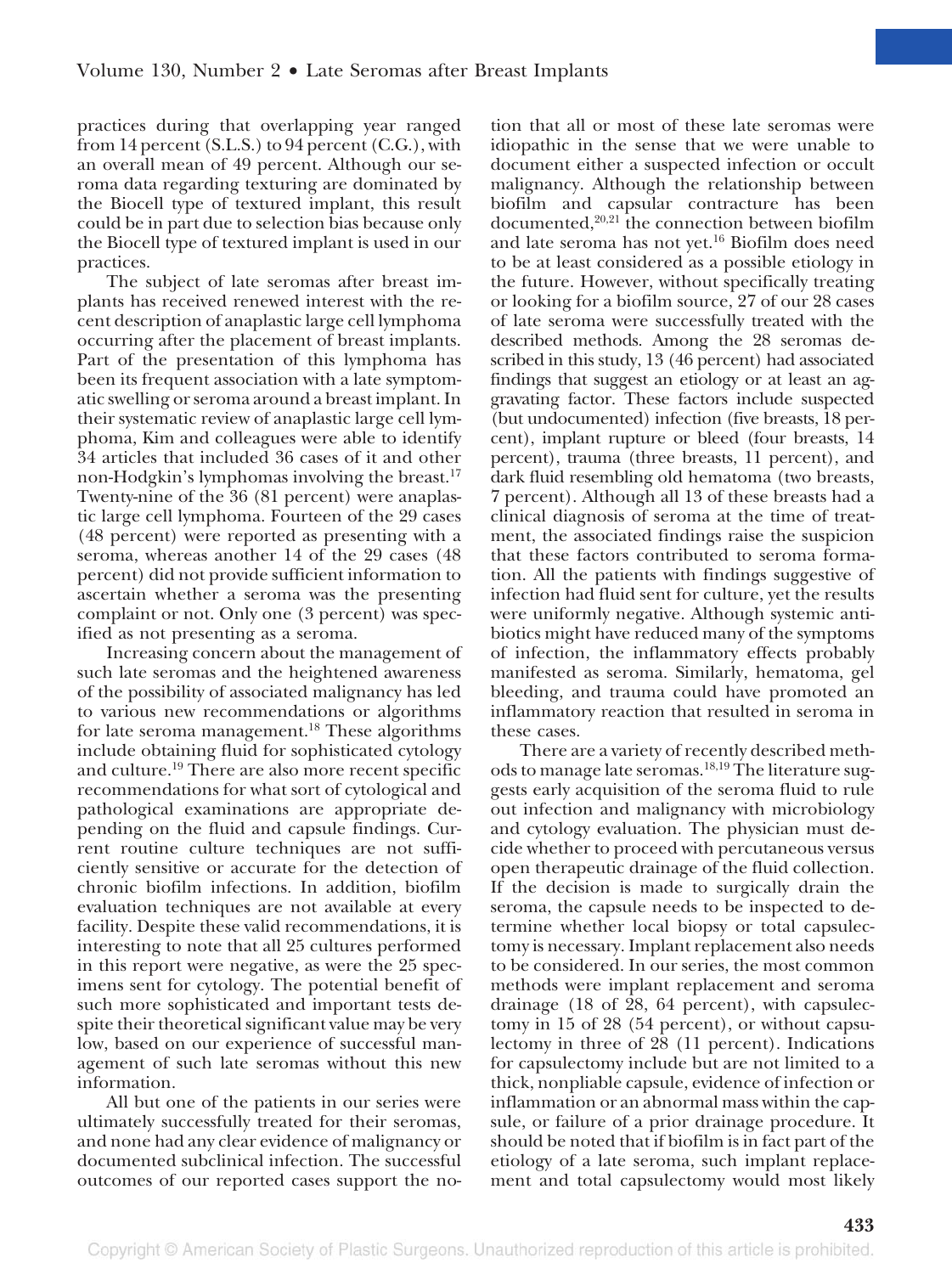practices during that overlapping year ranged from 14 percent (S.L.S.) to 94 percent (C.G.), with an overall mean of 49 percent. Although our seroma data regarding texturing are dominated by the Biocell type of textured implant, this result could be in part due to selection bias because only the Biocell type of textured implant is used in our practices.

The subject of late seromas after breast implants has received renewed interest with the recent description of anaplastic large cell lymphoma occurring after the placement of breast implants. Part of the presentation of this lymphoma has been its frequent association with a late symptomatic swelling or seroma around a breast implant. In their systematic review of anaplastic large cell lymphoma, Kim and colleagues were able to identify 34 articles that included 36 cases of it and other non-Hodgkin's lymphomas involving the breast.[17] Twenty-nine of the 36 (81 percent) were anaplastic large cell lymphoma. Fourteen of the 29 cases (48 percent) were reported as presenting with a seroma, whereas another 14 of the 29 cases (48 percent) did not provide sufficient information to ascertain whether a seroma was the presenting complaint or not. Only one (3 percent) was specified as not presenting as a seroma.

Increasing concern about the management of such late seromas and the heightened awareness of the possibility of associated malignancy has led to various new recommendations or algorithms for late seroma management.[18] These algorithms include obtaining fluid for sophisticated cytology and culture.[19] There are also more recent specific recommendations for what sort of cytological and pathological examinations are appropriate depending on the fluid and capsule findings. Current routine culture techniques are not sufficiently sensitive or accurate for the detection of chronic biofilm infections. In addition, biofilm evaluation techniques are not available at every facility. Despite these valid recommendations, it is interesting to note that all 25 cultures performed in this report were negative, as were the 25 specimens sent for cytology. The potential benefit of such more sophisticated and important tests despite their theoretical significant value may be very low, based on our experience of successful management of such late seromas without this new information.

All but one of the patients in our series were ultimately successfully treated for their seromas, and none had any clear evidence of malignancy or documented subclinical infection. The successful outcomes of our reported cases support the notion that all or most of these late seromas were idiopathic in the sense that we were unable to document either a suspected infection or occult malignancy. Although the relationship between biofilm and capsular contracture has been documented,[20,21] the connection between biofilm and late seroma has not yet.[16] Biofilm does need to be at least considered as a possible etiology in the future. However, without specifically treating or looking for a biofilm source, 27 of our 28 cases of late seroma were successfully treated with the described methods. Among the 28 seromas described in this study, 13 (46 percent) had associated findings that suggest an etiology or at least an aggravating factor. These factors include suspected (but undocumented) infection (five breasts, 18 percent), implant rupture or bleed (four breasts, 14 percent), trauma (three breasts, 11 percent), and dark fluid resembling old hematoma (two breasts, 7 percent). Although all 13 of these breasts had a clinical diagnosis of seroma at the time of treatment, the associated findings raise the suspicion that these factors contributed to seroma formation. All the patients with findings suggestive of infection had fluid sent for culture, yet the results were uniformly negative. Although systemic antibiotics might have reduced many of the symptoms of infection, the inflammatory effects probably manifested as seroma. Similarly, hematoma, gel bleeding, and trauma could have promoted an inflammatory reaction that resulted in seroma in these cases.

There are a variety of recently described methods to manage late seromas.[18,19] The literature suggests early acquisition of the seroma fluid to rule out infection and malignancy with microbiology and cytology evaluation. The physician must decide whether to proceed with percutaneous versus open therapeutic drainage of the fluid collection. If the decision is made to surgically drain the seroma, the capsule needs to be inspected to determine whether local biopsy or total capsulectomy is necessary. Implant replacement also needs to be considered. In our series, the most common methods were implant replacement and seroma drainage (18 of 28, 64 percent), with capsulectomy in 15 of 28 (54 percent), or without capsulectomy in three of 28 (11 percent). Indications for capsulectomy include but are not limited to a thick, nonpliable capsule, evidence of infection or inflammation or an abnormal mass within the capsule, or failure of a prior drainage procedure. It should be noted that if biofilm is in fact part of the etiology of a late seroma, such implant replacement and total capsulectomy would most likely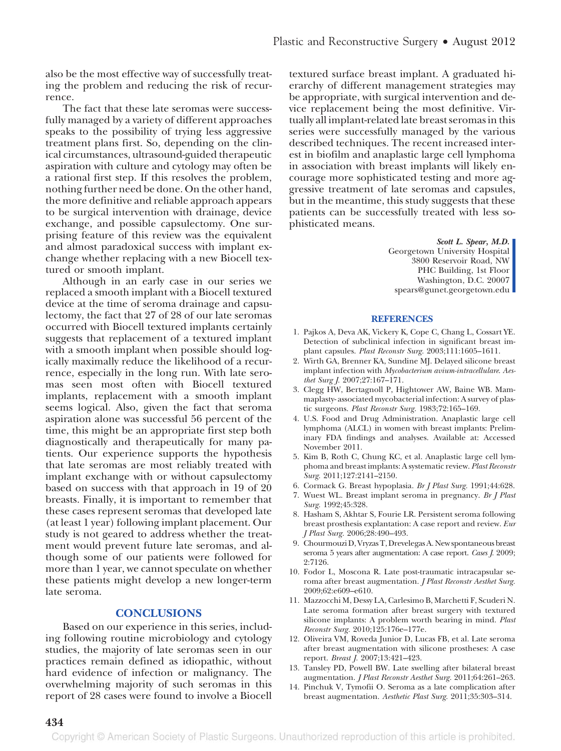also be the most effective way of successfully treating the problem and reducing the risk of recurrence.

The fact that these late seromas were successfully managed by a variety of different approaches speaks to the possibility of trying less aggressive treatment plans first. So, depending on the clinical circumstances, ultrasound-guided therapeutic aspiration with culture and cytology may often be a rational first step. If this resolves the problem, nothing further need be done. On the other hand, the more definitive and reliable approach appears to be surgical intervention with drainage, device exchange, and possible capsulectomy. One surprising feature of this review was the equivalent and almost paradoxical success with implant exchange whether replacing with a new Biocell textured or smooth implant.

Although in an early case in our series we replaced a smooth implant with a Biocell textured device at the time of seroma drainage and capsulectomy, the fact that 27 of 28 of our late seromas occurred with Biocell textured implants certainly suggests that replacement of a textured implant with a smooth implant when possible should logically maximally reduce the likelihood of a recurrence, especially in the long run. With late seromas seen most often with Biocell textured implants, replacement with a smooth implant seems logical. Also, given the fact that seroma aspiration alone was successful 56 percent of the time, this might be an appropriate first step both diagnostically and therapeutically for many patients. Our experience supports the hypothesis that late seromas are most reliably treated with implant exchange with or without capsulectomy based on success with that approach in 19 of 20 breasts. Finally, it is important to remember that these cases represent seromas that developed late (at least 1 year) following implant placement. Our study is not geared to address whether the treatment would prevent future late seromas, and although some of our patients were followed for more than 1 year, we cannot speculate on whether these patients might develop a new longer-term late seroma.

## CONCLUSIONS

Based on our experience in this series, including following routine microbiology and cytology studies, the majority of late seromas seen in our practices remain defined as idiopathic, without hard evidence of infection or malignancy. The overwhelming majority of such seromas in this report of 28 cases were found to involve a Biocell textured surface breast implant. A graduated hierarchy of different management strategies may be appropriate, with surgical intervention and device replacement being the most definitive. Virtually all implant-related late breast seromas in this series were successfully managed by the various described techniques. The recent increased interest in biofilm and anaplastic large cell lymphoma in association with breast implants will likely encourage more sophisticated testing and more aggressive treatment of late seromas and capsules, but in the meantime, this study suggests that these patients can be successfully treated with less sophisticated means.

***Scott L. Spear, M.D.***
Georgetown University Hospital
3800 Reservoir Road, NW
PHC Building, 1st Floor
Washington, D.C. 20007
spears@gunet.georgetown.edu

## REFERENCES

1. Pajkos A, Deva AK, Vickery K, Cope C, Chang L, Cossart YE. Detection of subclinical infection in significant breast implant capsules. *Plast Reconstr Surg.* 2003;111:1605–1611.
2. Wirth GA, Brenner KA, Sundine MJ. Delayed silicone breast implant infection with *Mycobacterium avium-intracellulare*. *Aesthet Surg J.* 2007;27:167–171.
3. Clegg HW, Bertagnoll P, Hightower AW, Baine WB. Mammaplasty-associated mycobacterial infection: A survey of plastic surgeons. *Plast Reconstr Surg.* 1983;72:165–169.
4. U.S. Food and Drug Administration. Anaplastic large cell lymphoma (ALCL) in women with breast implants: Preliminary FDA findings and analyses. Available at: Accessed November 2011.
5. Kim B, Roth C, Chung KC, et al. Anaplastic large cell lymphoma and breast implants: A systematic review. *Plast Reconstr Surg.* 2011;127:2141–2150.
6. Cormack G. Breast hypoplasia. *Br J Plast Surg.* 1991;44:628.
7. Wuest WL. Breast implant seroma in pregnancy. *Br J Plast Surg.* 1992;45:328.
8. Hasham S, Akhtar S, Fourie LR. Persistent seroma following breast prosthesis explantation: A case report and review. *Eur J Plast Surg.* 2006;28:490–493.
9. Chourmouzi D, Vryzas T, Drevelegas A. New spontaneous breast seroma 5 years after augmentation: A case report. *Cases J.* 2009;2:7126.
10. Fodor L, Moscona R. Late post-traumatic intracapsular seroma after breast augmentation. *J Plast Reconstr Aesthet Surg.* 2009;62:e609–e610.
11. Mazzocchi M, Dessy LA, Carlesimo B, Marchetti F, Scuderi N. Late seroma formation after breast surgery with textured silicone implants: A problem worth bearing in mind. *Plast Reconstr Surg.* 2010;125:176e–177e.
12. Oliveira VM, Roveda Junior D, Lucas FB, et al. Late seroma after breast augmentation with silicone prostheses: A case report. *Breast J.* 2007;13:421–423.
13. Tansley PD, Powell BW. Late swelling after bilateral breast augmentation. *J Plast Reconstr Aesthet Surg.* 2011;64:261–263.
14. Pinchuk V, Tymofii O. Seroma as a late complication after breast augmentation. *Aesthetic Plast Surg.* 2011;35:303–314.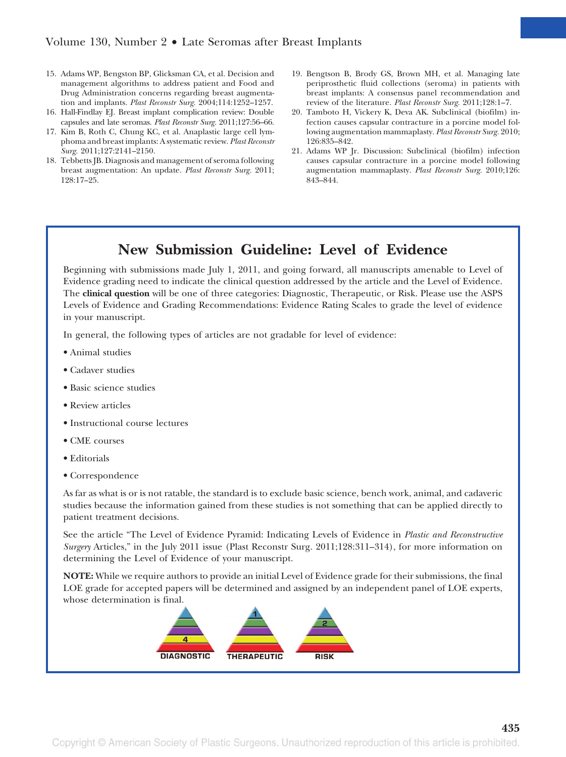15. Adams WP, Bengston BP, Glicksman CA, et al. Decision and management algorithms to address patient and Food and Drug Administration concerns regarding breast augmentation and implants. *Plast Reconstr Surg.* 2004;114:1252–1257.
16. Hall-Findlay EJ. Breast implant complication review: Double capsules and late seromas. *Plast Reconstr Surg.* 2011;127:56–66.
17. Kim B, Roth C, Chung KC, et al. Anaplastic large cell lymphoma and breast implants: A systematic review. *Plast Reconstr Surg.* 2011;127:2141–2150.
18. Tebbetts JB. Diagnosis and management of seroma following breast augmentation: An update. *Plast Reconstr Surg.* 2011; 128:17–25.
19. Bengtson B, Brody GS, Brown MH, et al. Managing late periprosthetic fluid collections (seroma) in patients with breast implants: A consensus panel recommendation and review of the literature. *Plast Reconstr Surg.* 2011;128:1–7.
20. Tamboto H, Vickery K, Deva AK. Subclinical (biofilm) infection causes capsular contracture in a porcine model following augmentation mammaplasty. *Plast Reconstr Surg.* 2010; 126:835–842.
21. Adams WP Jr. Discussion: Subclinical (biofilm) infection causes capsular contracture in a porcine model following augmentation mammaplasty. *Plast Reconstr Surg.* 2010;126: 843–844.

## New Submission Guideline: Level of Evidence

Beginning with submissions made July 1, 2011, and going forward, all manuscripts amenable to Level of Evidence grading need to indicate the clinical question addressed by the article and the Level of Evidence. The **clinical question** will be one of three categories: Diagnostic, Therapeutic, or Risk. Please use the ASPS Levels of Evidence and Grading Recommendations: Evidence Rating Scales to grade the level of evidence in your manuscript.

In general, the following types of articles are not gradable for level of evidence:

- Animal studies
- Cadaver studies
- Basic science studies
- Review articles
- Instructional course lectures
- CME courses
- Editorials
- Correspondence

As far as what is or is not ratable, the standard is to exclude basic science, bench work, animal, and cadaveric studies because the information gained from these studies is not something that can be applied directly to patient treatment decisions.

See the article "The Level of Evidence Pyramid: Indicating Levels of Evidence in *Plastic and Reconstructive Surgery* Articles," in the July 2011 issue (Plast Reconstr Surg. 2011;128:311–314), for more information on determining the Level of Evidence of your manuscript.

**NOTE:** While we require authors to provide an initial Level of Evidence grade for their submissions, the final LOE grade for accepted papers will be determined and assigned by an independent panel of LOE experts, whose determination is final.

4
DIAGNOSTIC

1
THERAPEUTIC

2
RISK